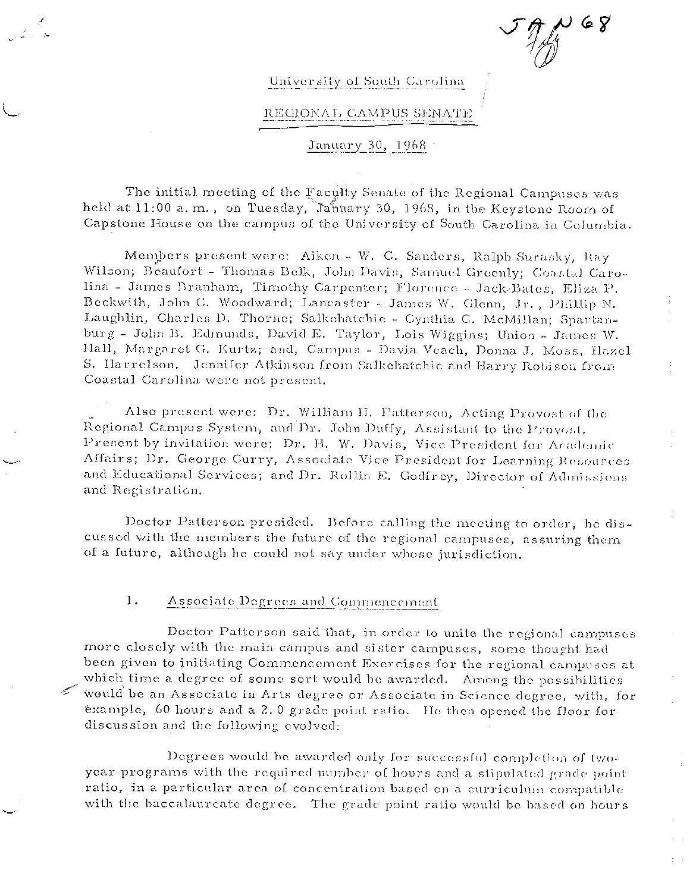JAN 68

University of South Carolina

REGIONAL CAMPUS SENATE

January 30, 1968

The initial meeting of the Faculty Senate of the Regional Campuses was held at 11:00 a. m., on Tuesday, January 30, 1968, in the Keystone Room of Capstone House on the campus of the University of South Carolina in Columbia.

Members present were: Aiken - W. C. Sanders, Ralph Surasky, Ray Wilson; Beaufort - Thomas Belk, John Davis, Samuel Greenly; Coastal Carolina - James Branham, Timothy Carpenter; Florence - Jack Bates, Eliza P. Beckwith, John C. Woodward; Lancaster - James W. Glenn, Jr., Phillip N. Laughlin, Charles D. Thorne; Salkehatchie - Cynthia C. McMillan; Spartanburg - John B. Edmunds, David E. Taylor, Lois Wiggins; Union - James W. Hall, Margaret G. Kurtz; and, Campus - Davia Veach, Donna J. Moss, Hazel S. Harrelson. Jennifer Atkinson from Salkehatchie and Harry Robison from Coastal Carolina were not present.

Also present were: Dr. William H. Patterson, Acting Provost of the Regional Campus System, and Dr. John Duffy, Assistant to the Provost. Present by invitation were: Dr. H. W. Davis, Vice President for Academic Affairs; Dr. George Curry, Associate Vice President for Learning Resources and Educational Services; and Dr. Rollin E. Godfrey, Director of Admissions and Registration.

Doctor Patterson presided. Before calling the meeting to order, he discussed with the members the future of the regional campuses, assuring them of a future, although he could not say under whose jurisdiction.

## 1. Associate Degrees and Commencement

Doctor Patterson said that, in order to unite the regional campuses more closely with the main campus and sister campuses, some thought had been given to initiating Commencement Exercises for the regional campuses at which time a degree of some sort would be awarded. Among the possibilities would be an Associate in Arts degree or Associate in Science degree, with, for example, 60 hours and a 2.0 grade point ratio. He then opened the floor for discussion and the following evolved:

Degrees would be awarded only for successful completion of two-year programs with the required number of hours and a stipulated grade point ratio, in a particular area of concentration based on a curriculum compatible with the baccalaureate degree. The grade point ratio would be based on hours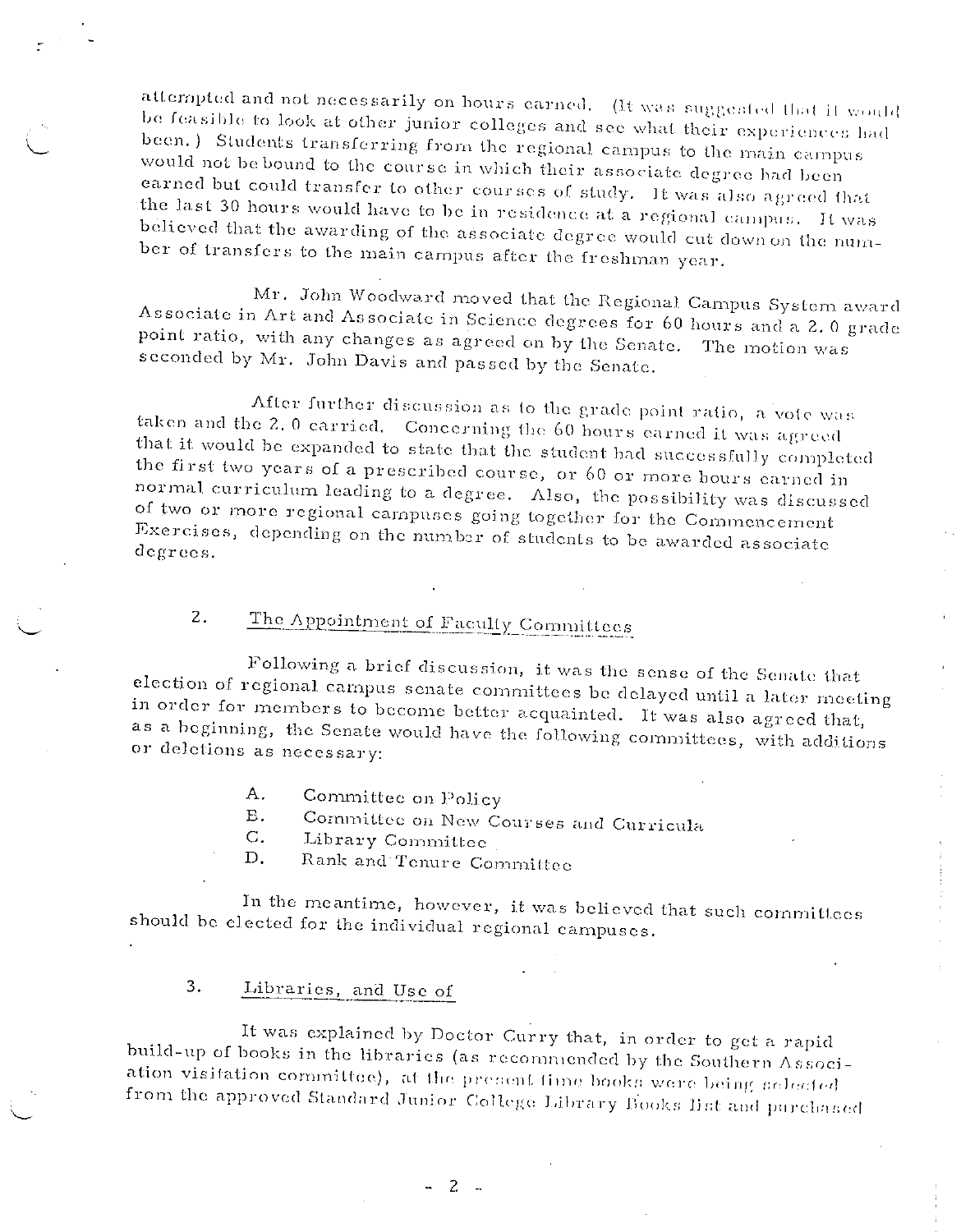attempted and not necessarily on hours earned. (It was suggested that it would be feasible to look at other junior colleges and see what their experiences had been.) Students transferring from the regional campus to the main campus would not be bound to the course in which their associate degree had been earned but could transfer to other courses of study. It was also agreed that the last 30 hours would have to be in residence at a regional campus. It was believed that the awarding of the associate degree would cut down on the number of transfers to the main campus after the freshman year.

Mr. John Woodward moved that the Regional Campus System award Associate in Art and Associate in Science degrees for 60 hours and a 2.0 grade point ratio, with any changes as agreed on by the Senate. The motion was seconded by Mr. John Davis and passed by the Senate.

After further discussion as to the grade point ratio, a vote was taken and the 2.0 carried. Concerning the 60 hours earned it was agreed that it would be expanded to state that the student had successfully completed the first two years of a prescribed course, or 60 or more hours earned in normal curriculum leading to a degree. Also, the possibility was discussed of two or more regional campuses going together for the Commencement Exercises, depending on the number of students to be awarded associate degrees.

## 2. The Appointment of Faculty Committees

Following a brief discussion, it was the sense of the Senate that election of regional campus senate committees be delayed until a later meeting in order for members to become better acquainted. It was also agreed that, as a beginning, the Senate would have the following committees, with additions or deletions as necessary:

- A. Committee on Policy
- B. Committee on New Courses and Curricula
- C. Library Committee
- D. Rank and Tenure Committee

In the meantime, however, it was believed that such committees should be elected for the individual regional campuses.

## 3. Libraries, and Use of

It was explained by Doctor Curry that, in order to get a rapid build-up of books in the libraries (as recommended by the Southern Association visitation committee), at the present time books were being selected from the approved Standard Junior College Library Books list and purchased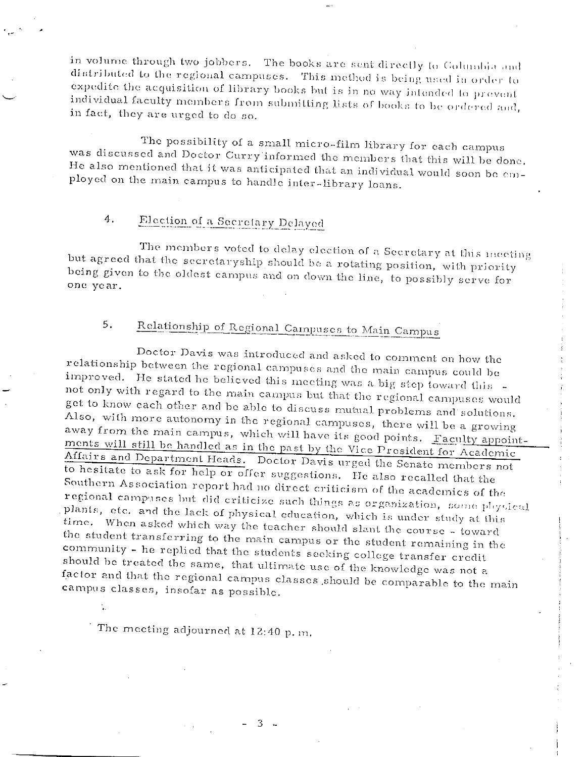in volume through two jobbers. The books are sent directly to Columbia and distributed to the regional campuses. This method is being used in order to expedite the acquisition of library books but is in no way intended to prevent individual faculty members from submitting lists of books to be ordered and, in fact, they are urged to do so.

The possibility of a small micro-film library for each campus was discussed and Doctor Curry informed the members that this will be done. He also mentioned that it was anticipated that an individual would soon be employed on the main campus to handle inter-library loans.

## 4. Election of a Secretary Delayed

The members voted to delay election of a Secretary at this meeting but agreed that the secretaryship should be a rotating position, with priority being given to the oldest campus and on down the line, to possibly serve for one year.

## 5. Relationship of Regional Campuses to Main Campus

Doctor Davis was introduced and asked to comment on how the relationship between the regional campuses and the main campus could be improved. He stated he believed this meeting was a big step toward this - not only with regard to the main campus but that the regional campuses would get to know each other and be able to discuss mutual problems and solutions. Also, with more autonomy in the regional campuses, there will be a growing away from the main campus, which will have its good points. Faculty appointments will still be handled as in the past by the Vice President for Academic Affairs and Department Heads. Doctor Davis urged the Senate members not to hesitate to ask for help or offer suggestions. He also recalled that the Southern Association report had no direct criticism of the academics of the regional campuses but did criticize such things as organization, some physical plants, etc. and the lack of physical education, which is under study at this time. When asked which way the teacher should slant the course - toward the student transferring to the main campus or the student remaining in the community - he replied that the students seeking college transfer credit should be treated the same, that ultimate use of the knowledge was not a factor and that the regional campus classes should be comparable to the main campus classes, insofar as possible.

The meeting adjourned at 12:40 p.m.